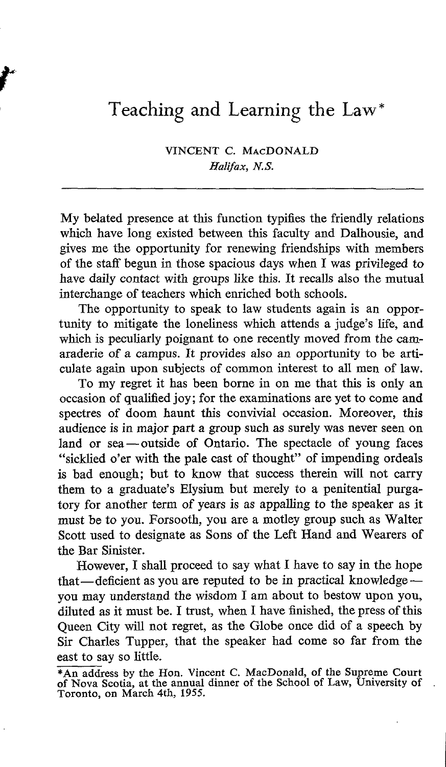# Teaching and Learning the Law*

VINCENT C. MACDONALD
*Halifax, N.S.*

---

My belated presence at this function typifies the friendly relations which have long existed between this faculty and Dalhousie, and gives me the opportunity for renewing friendships with members of the staff begun in those spacious days when I was privileged to have daily contact with groups like this. It recalls also the mutual interchange of teachers which enriched both schools.

The opportunity to speak to law students again is an opportunity to mitigate the loneliness which attends a judge's life, and which is peculiarly poignant to one recently moved from the camaraderie of a campus. It provides also an opportunity to be articulate again upon subjects of common interest to all men of law.

To my regret it has been borne in on me that this is only an occasion of qualified joy; for the examinations are yet to come and spectres of doom haunt this convivial occasion. Moreover, this audience is in major part a group such as surely was never seen on land or sea—outside of Ontario. The spectacle of young faces "sicklied o'er with the pale cast of thought" of impending ordeals is bad enough; but to know that success therein will not carry them to a graduate's Elysium but merely to a penitential purgatory for another term of years is as appalling to the speaker as it must be to you. Forsooth, you are a motley group such as Walter Scott used to designate as Sons of the Left Hand and Wearers of the Bar Sinister.

However, I shall proceed to say what I have to say in the hope that—deficient as you are reputed to be in practical knowledge—you may understand the wisdom I am about to bestow upon you, diluted as it must be. I trust, when I have finished, the press of this Queen City will not regret, as the Globe once did of a speech by Sir Charles Tupper, that the speaker had come so far from the east to say so little.

---

*An address by the Hon. Vincent C. MacDonald, of the Supreme Court of Nova Scotia, at the annual dinner of the School of Law, University of Toronto, on March 4th, 1955.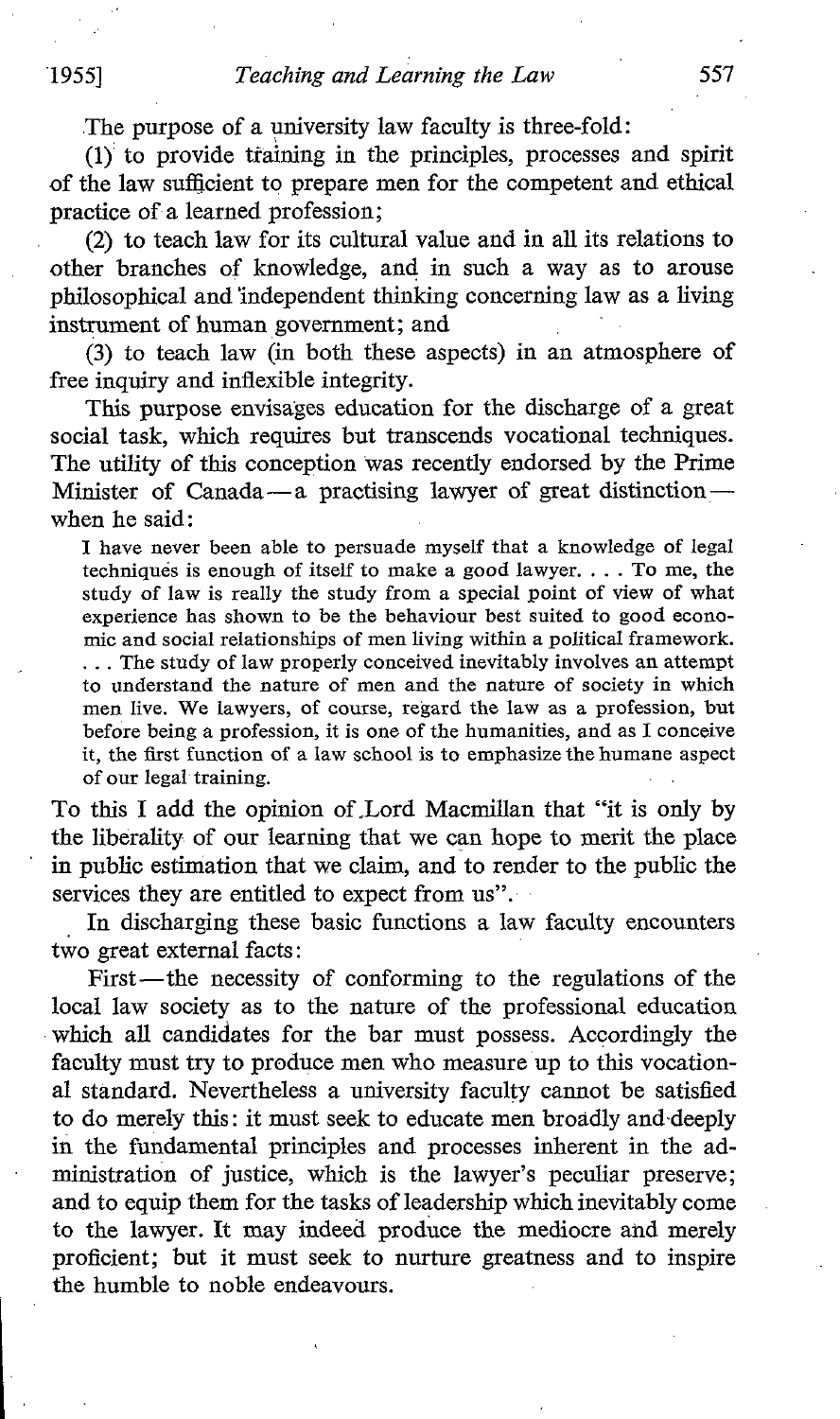The purpose of a university law faculty is three-fold:

(1) to provide training in the principles, processes and spirit of the law sufficient to prepare men for the competent and ethical practice of a learned profession;

(2) to teach law for its cultural value and in all its relations to other branches of knowledge, and in such a way as to arouse philosophical and independent thinking concerning law as a living instrument of human government; and

(3) to teach law (in both these aspects) in an atmosphere of free inquiry and inflexible integrity.

This purpose envisages education for the discharge of a great social task, which requires but transcends vocational techniques. The utility of this conception was recently endorsed by the Prime Minister of Canada — a practising lawyer of great distinction — when he said:

> I have never been able to persuade myself that a knowledge of legal techniques is enough of itself to make a good lawyer. . . . To me, the study of law is really the study from a special point of view of what experience has shown to be the behaviour best suited to good economic and social relationships of men living within a political framework. . . . The study of law properly conceived inevitably involves an attempt to understand the nature of men and the nature of society in which men live. We lawyers, of course, regard the law as a profession, but before being a profession, it is one of the humanities, and as I conceive it, the first function of a law school is to emphasize the humane aspect of our legal training.

To this I add the opinion of Lord Macmillan that "it is only by the liberality of our learning that we can hope to merit the place in public estimation that we claim, and to render to the public the services they are entitled to expect from us".

In discharging these basic functions a law faculty encounters two great external facts:

First — the necessity of conforming to the regulations of the local law society as to the nature of the professional education which all candidates for the bar must possess. Accordingly the faculty must try to produce men who measure up to this vocational standard. Nevertheless a university faculty cannot be satisfied to do merely this: it must seek to educate men broadly and deeply in the fundamental principles and processes inherent in the administration of justice, which is the lawyer's peculiar preserve; and to equip them for the tasks of leadership which inevitably come to the lawyer. It may indeed produce the mediocre and merely proficient; but it must seek to nurture greatness and to inspire the humble to noble endeavours.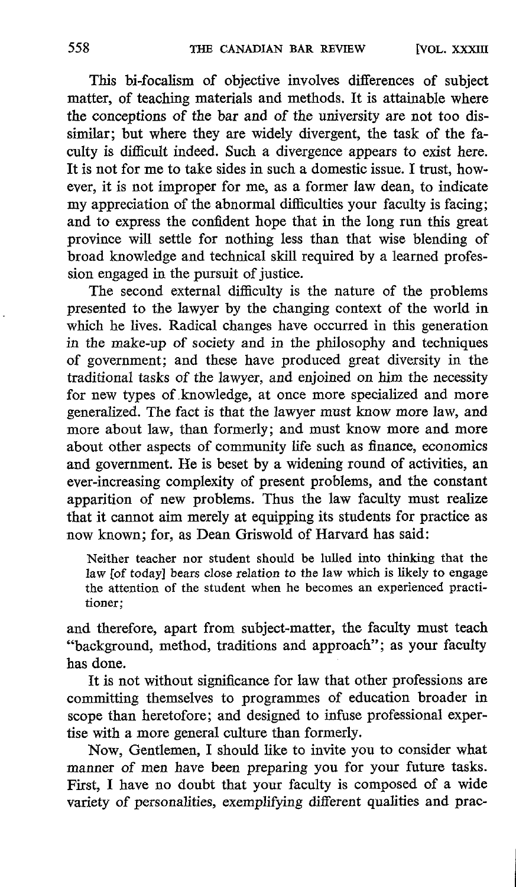This bi-focalism of objective involves differences of subject matter, of teaching materials and methods. It is attainable where the conceptions of the bar and of the university are not too dissimilar; but where they are widely divergent, the task of the faculty is difficult indeed. Such a divergence appears to exist here. It is not for me to take sides in such a domestic issue. I trust, however, it is not improper for me, as a former law dean, to indicate my appreciation of the abnormal difficulties your faculty is facing; and to express the confident hope that in the long run this great province will settle for nothing less than that wise blending of broad knowledge and technical skill required by a learned profession engaged in the pursuit of justice.

The second external difficulty is the nature of the problems presented to the lawyer by the changing context of the world in which he lives. Radical changes have occurred in this generation in the make-up of society and in the philosophy and techniques of government; and these have produced great diversity in the traditional tasks of the lawyer, and enjoined on him the necessity for new types of knowledge, at once more specialized and more generalized. The fact is that the lawyer must know more law, and more about law, than formerly; and must know more and more about other aspects of community life such as finance, economics and government. He is beset by a widening round of activities, an ever-increasing complexity of present problems, and the constant apparition of new problems. Thus the law faculty must realize that it cannot aim merely at equipping its students for practice as now known; for, as Dean Griswold of Harvard has said:

> Neither teacher nor student should be lulled into thinking that the law [of today] bears close relation to the law which is likely to engage the attention of the student when he becomes an experienced practitioner;

and therefore, apart from subject-matter, the faculty must teach "background, method, traditions and approach"; as your faculty has done.

It is not without significance for law that other professions are committing themselves to programmes of education broader in scope than heretofore; and designed to infuse professional expertise with a more general culture than formerly.

Now, Gentlemen, I should like to invite you to consider what manner of men have been preparing you for your future tasks. First, I have no doubt that your faculty is composed of a wide variety of personalities, exemplifying different qualities and prac-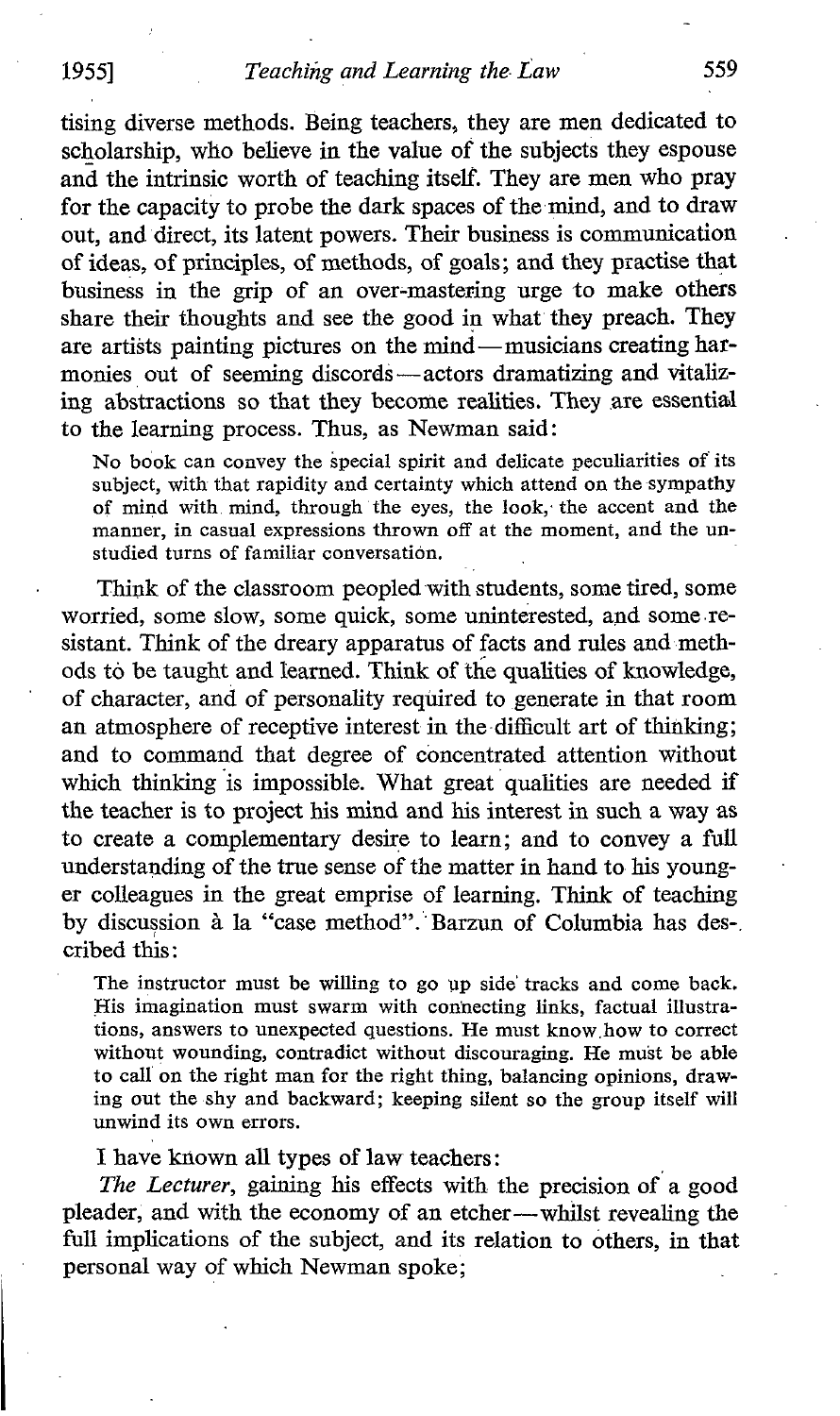tising diverse methods. Being teachers, they are men dedicated to scholarship, who believe in the value of the subjects they espouse and the intrinsic worth of teaching itself. They are men who pray for the capacity to probe the dark spaces of the mind, and to draw out, and direct, its latent powers. Their business is communication of ideas, of principles, of methods, of goals; and they practise that business in the grip of an over-mastering urge to make others share their thoughts and see the good in what they preach. They are artists painting pictures on the mind—musicians creating harmonies out of seeming discords—actors dramatizing and vitalizing abstractions so that they become realities. They are essential to the learning process. Thus, as Newman said:

> No book can convey the special spirit and delicate peculiarities of its subject, with that rapidity and certainty which attend on the sympathy of mind with mind, through the eyes, the look, the accent and the manner, in casual expressions thrown off at the moment, and the unstudied turns of familiar conversation.

Think of the classroom peopled with students, some tired, some worried, some slow, some quick, some uninterested, and some resistant. Think of the dreary apparatus of facts and rules and methods to be taught and learned. Think of the qualities of knowledge, of character, and of personality required to generate in that room an atmosphere of receptive interest in the difficult art of thinking; and to command that degree of concentrated attention without which thinking is impossible. What great qualities are needed if the teacher is to project his mind and his interest in such a way as to create a complementary desire to learn; and to convey a full understanding of the true sense of the matter in hand to his younger colleagues in the great emprise of learning. Think of teaching by discussion à la "case method". Barzun of Columbia has described this:

> The instructor must be willing to go up side tracks and come back. His imagination must swarm with connecting links, factual illustrations, answers to unexpected questions. He must know how to correct without wounding, contradict without discouraging. He must be able to call on the right man for the right thing, balancing opinions, drawing out the shy and backward; keeping silent so the group itself will unwind its own errors.

I have known all types of law teachers:

*The Lecturer*, gaining his effects with the precision of a good pleader, and with the economy of an etcher—whilst revealing the full implications of the subject, and its relation to others, in that personal way of which Newman spoke;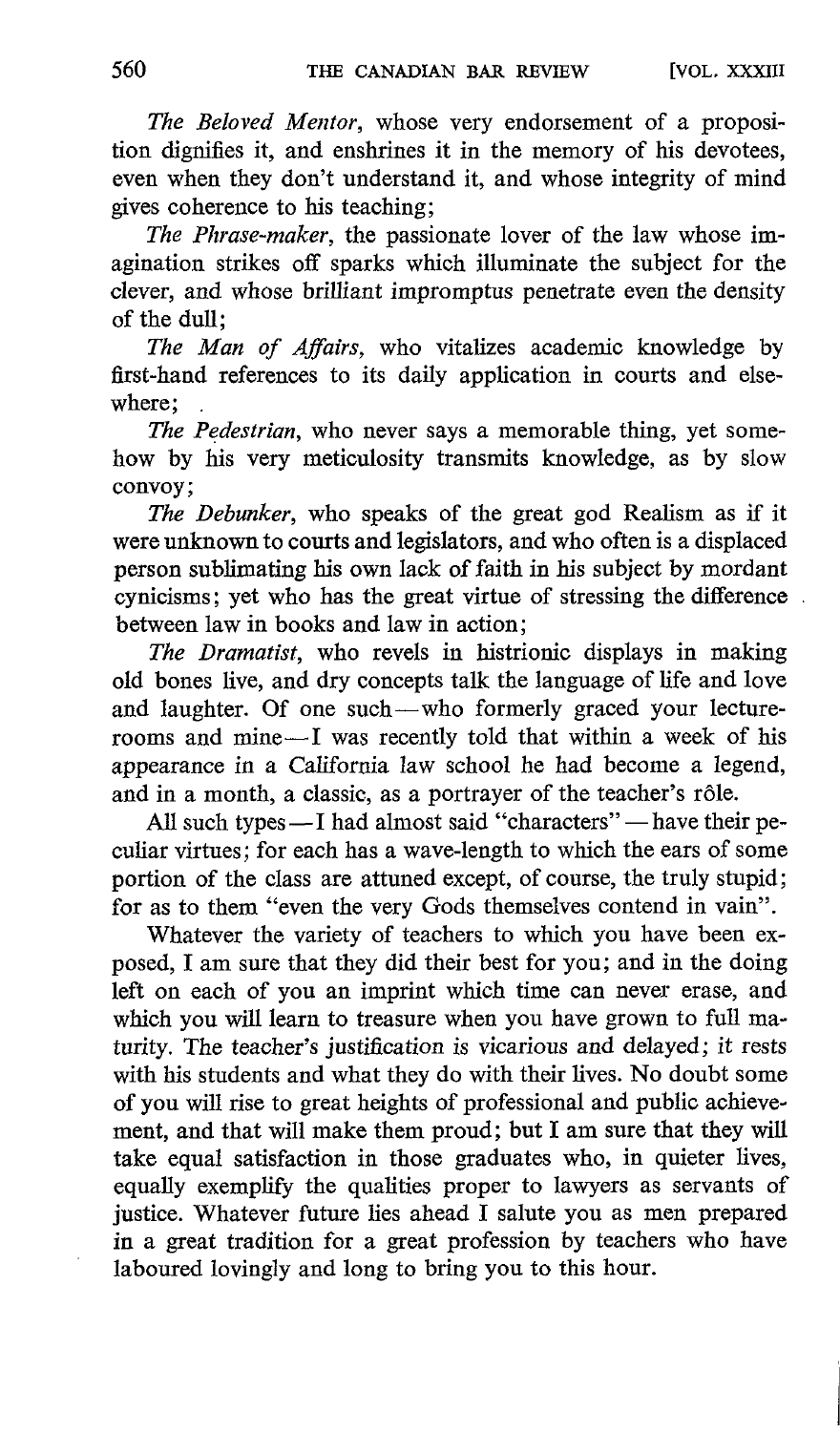*The Beloved Mentor*, whose very endorsement of a proposition dignifies it, and enshrines it in the memory of his devotees, even when they don't understand it, and whose integrity of mind gives coherence to his teaching;

*The Phrase-maker*, the passionate lover of the law whose imagination strikes off sparks which illuminate the subject for the clever, and whose brilliant impromptus penetrate even the density of the dull;

*The Man of Affairs*, who vitalizes academic knowledge by first-hand references to its daily application in courts and elsewhere;

*The Pedestrian*, who never says a memorable thing, yet somehow by his very meticulosity transmits knowledge, as by slow convoy;

*The Debunker*, who speaks of the great god Realism as if it were unknown to courts and legislators, and who often is a displaced person sublimating his own lack of faith in his subject by mordant cynicisms; yet who has the great virtue of stressing the difference between law in books and law in action;

*The Dramatist*, who revels in histrionic displays in making old bones live, and dry concepts talk the language of life and love and laughter. Of one such — who formerly graced your lecture-rooms and mine — I was recently told that within a week of his appearance in a California law school he had become a legend, and in a month, a classic, as a portrayer of the teacher's rôle.

All such types — I had almost said "characters" — have their peculiar virtues; for each has a wave-length to which the ears of some portion of the class are attuned except, of course, the truly stupid; for as to them "even the very Gods themselves contend in vain".

Whatever the variety of teachers to which you have been exposed, I am sure that they did their best for you; and in the doing left on each of you an imprint which time can never erase, and which you will learn to treasure when you have grown to full maturity. The teacher's justification is vicarious and delayed; it rests with his students and what they do with their lives. No doubt some of you will rise to great heights of professional and public achievement, and that will make them proud; but I am sure that they will take equal satisfaction in those graduates who, in quieter lives, equally exemplify the qualities proper to lawyers as servants of justice. Whatever future lies ahead I salute you as men prepared in a great tradition for a great profession by teachers who have laboured lovingly and long to bring you to this hour.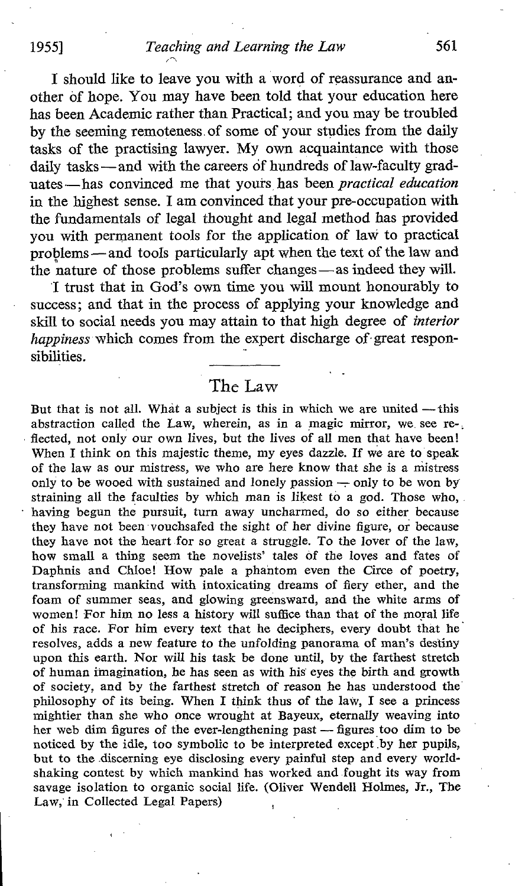I should like to leave you with a word of reassurance and another of hope. You may have been told that your education here has been Academic rather than Practical; and you may be troubled by the seeming remoteness of some of your studies from the daily tasks of the practising lawyer. My own acquaintance with those daily tasks—and with the careers of hundreds of law-faculty graduates—has convinced me that yours has been *practical education* in the highest sense. I am convinced that your pre-occupation with the fundamentals of legal thought and legal method has provided you with permanent tools for the application of law to practical problems—and tools particularly apt when the text of the law and the nature of those problems suffer changes—as indeed they will.

I trust that in God's own time you will mount honourably to success; and that in the process of applying your knowledge and skill to social needs you may attain to that high degree of *interior happiness* which comes from the expert discharge of great responsibilities.

## The Law

But that is not all. What a subject is this in which we are united —this abstraction called the Law, wherein, as in a magic mirror, we see reflected, not only our own lives, but the lives of all men that have been! When I think on this majestic theme, my eyes dazzle. If we are to speak of the law as our mistress, we who are here know that she is a mistress only to be wooed with sustained and lonely passion — only to be won by straining all the faculties by which man is likest to a god. Those who, having begun the pursuit, turn away uncharmed, do so either because they have not been vouchsafed the sight of her divine figure, or because they have not the heart for so great a struggle. To the lover of the law, how small a thing seem the novelists' tales of the loves and fates of Daphnis and Chloe! How pale a phantom even the Circe of poetry, transforming mankind with intoxicating dreams of fiery ether, and the foam of summer seas, and glowing greensward, and the white arms of women! For him no less a history will suffice than that of the moral life of his race. For him every text that he deciphers, every doubt that he resolves, adds a new feature to the unfolding panorama of man's destiny upon this earth. Nor will his task be done until, by the farthest stretch of human imagination, he has seen as with his eyes the birth and growth of society, and by the farthest stretch of reason he has understood the philosophy of its being. When I think thus of the law, I see a princess mightier than she who once wrought at Bayeux, eternally weaving into her web dim figures of the ever-lengthening past — figures too dim to be noticed by the idle, too symbolic to be interpreted except by her pupils, but to the discerning eye disclosing every painful step and every world-shaking contest by which mankind has worked and fought its way from savage isolation to organic social life. (Oliver Wendell Holmes, Jr., The Law, in Collected Legal Papers)